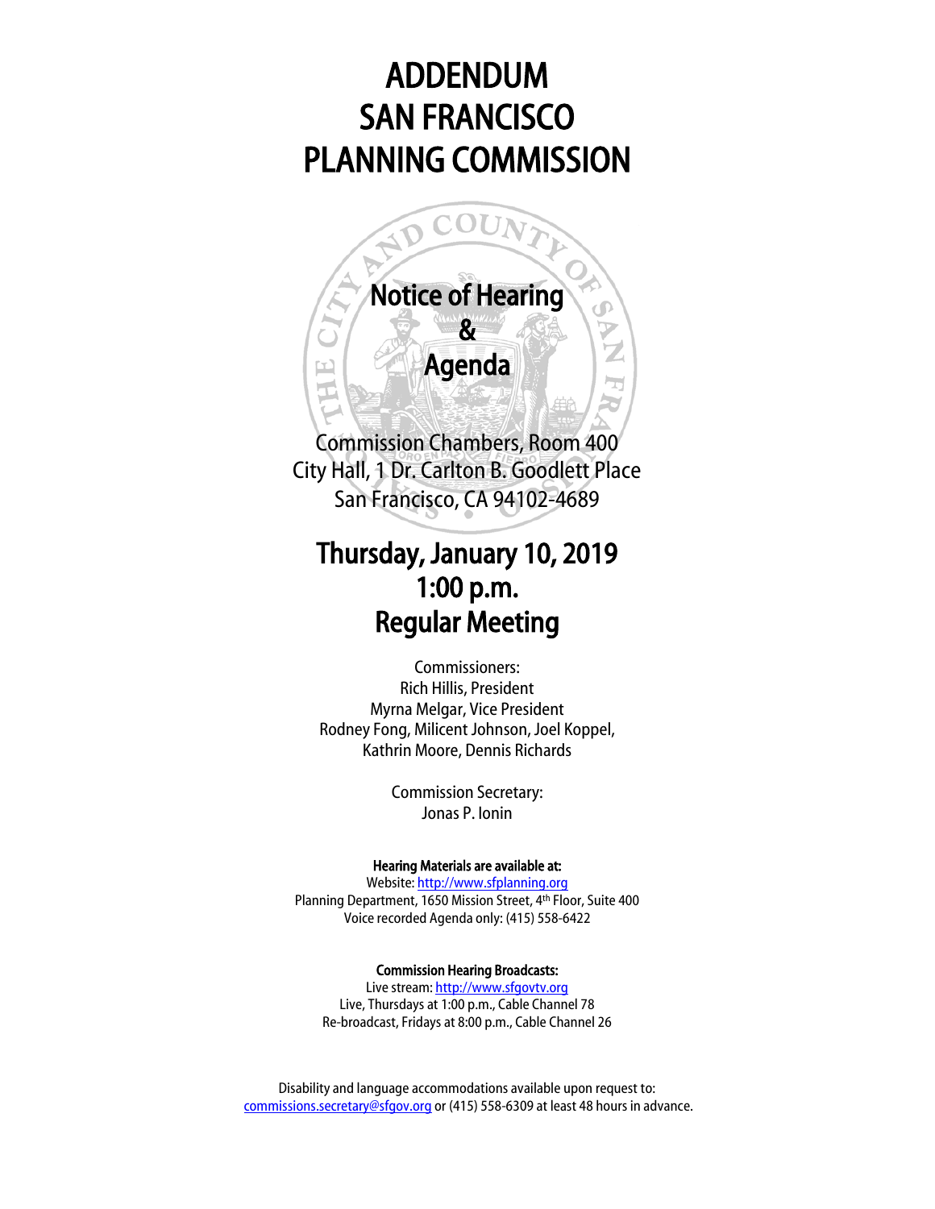# ADDENDUM
# SAN FRANCISCO
# PLANNING COMMISSION

## Notice of Hearing
## &
## Agenda

Commission Chambers, Room 400
City Hall, 1 Dr. Carlton B. Goodlett Place
San Francisco, CA 94102-4689

## Thursday, January 10, 2019
## 1:00 p.m.
## Regular Meeting

Commissioners:
Rich Hillis, President
Myrna Melgar, Vice President
Rodney Fong, Milicent Johnson, Joel Koppel,
Kathrin Moore, Dennis Richards

Commission Secretary:
Jonas P. Ionin

**Hearing Materials are available at:**
Website: http://www.sfplanning.org
Planning Department, 1650 Mission Street, 4th Floor, Suite 400
Voice recorded Agenda only: (415) 558-6422

**Commission Hearing Broadcasts:**
Live stream: http://www.sfgovtv.org
Live, Thursdays at 1:00 p.m., Cable Channel 78
Re-broadcast, Fridays at 8:00 p.m., Cable Channel 26

Disability and language accommodations available upon request to:
commissions.secretary@sfgov.org or (415) 558-6309 at least 48 hours in advance.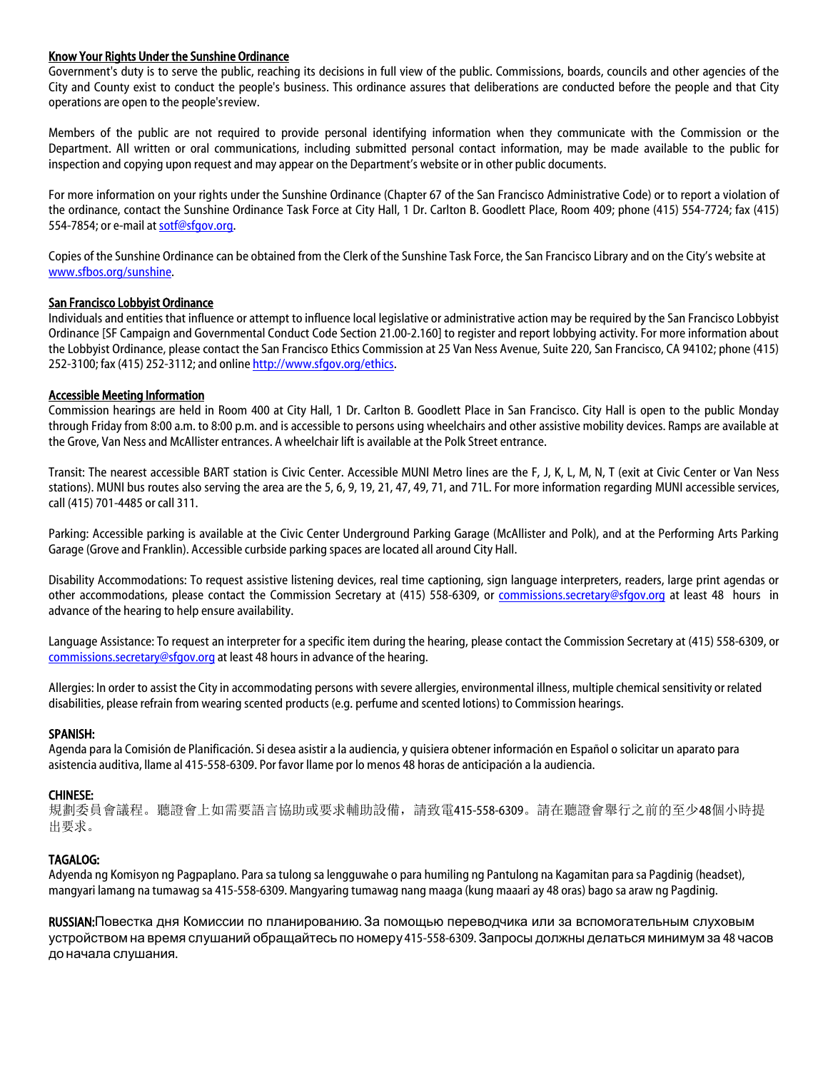## Know Your Rights Under the Sunshine Ordinance

Government's duty is to serve the public, reaching its decisions in full view of the public. Commissions, boards, councils and other agencies of the City and County exist to conduct the people's business. This ordinance assures that deliberations are conducted before the people and that City operations are open to the people's review.

Members of the public are not required to provide personal identifying information when they communicate with the Commission or the Department. All written or oral communications, including submitted personal contact information, may be made available to the public for inspection and copying upon request and may appear on the Department's website or in other public documents.

For more information on your rights under the Sunshine Ordinance (Chapter 67 of the San Francisco Administrative Code) or to report a violation of the ordinance, contact the Sunshine Ordinance Task Force at City Hall, 1 Dr. Carlton B. Goodlett Place, Room 409; phone (415) 554-7724; fax (415) 554-7854; or e-mail at sotf@sfgov.org.

Copies of the Sunshine Ordinance can be obtained from the Clerk of the Sunshine Task Force, the San Francisco Library and on the City's website at www.sfbos.org/sunshine.

## San Francisco Lobbyist Ordinance

Individuals and entities that influence or attempt to influence local legislative or administrative action may be required by the San Francisco Lobbyist Ordinance [SF Campaign and Governmental Conduct Code Section 21.00-2.160] to register and report lobbying activity. For more information about the Lobbyist Ordinance, please contact the San Francisco Ethics Commission at 25 Van Ness Avenue, Suite 220, San Francisco, CA 94102; phone (415) 252-3100; fax (415) 252-3112; and online http://www.sfgov.org/ethics.

## Accessible Meeting Information

Commission hearings are held in Room 400 at City Hall, 1 Dr. Carlton B. Goodlett Place in San Francisco. City Hall is open to the public Monday through Friday from 8:00 a.m. to 8:00 p.m. and is accessible to persons using wheelchairs and other assistive mobility devices. Ramps are available at the Grove, Van Ness and McAllister entrances. A wheelchair lift is available at the Polk Street entrance.

Transit: The nearest accessible BART station is Civic Center. Accessible MUNI Metro lines are the F, J, K, L, M, N, T (exit at Civic Center or Van Ness stations). MUNI bus routes also serving the area are the 5, 6, 9, 19, 21, 47, 49, 71, and 71L. For more information regarding MUNI accessible services, call (415) 701-4485 or call 311.

Parking: Accessible parking is available at the Civic Center Underground Parking Garage (McAllister and Polk), and at the Performing Arts Parking Garage (Grove and Franklin). Accessible curbside parking spaces are located all around City Hall.

Disability Accommodations: To request assistive listening devices, real time captioning, sign language interpreters, readers, large print agendas or other accommodations, please contact the Commission Secretary at (415) 558-6309, or commissions.secretary@sfgov.org at least 48 hours in advance of the hearing to help ensure availability.

Language Assistance: To request an interpreter for a specific item during the hearing, please contact the Commission Secretary at (415) 558-6309, or commissions.secretary@sfgov.org at least 48 hours in advance of the hearing.

Allergies: In order to assist the City in accommodating persons with severe allergies, environmental illness, multiple chemical sensitivity or related disabilities, please refrain from wearing scented products (e.g. perfume and scented lotions) to Commission hearings.

**SPANISH:**
Agenda para la Comisión de Planificación. Si desea asistir a la audiencia, y quisiera obtener información en Español o solicitar un aparato para asistencia auditiva, llame al 415-558-6309. Por favor llame por lo menos 48 horas de anticipación a la audiencia.

**CHINESE:**
規劃委員會議程。聽證會上如需要語言協助或要求輔助設備，請致電415-558-6309。請在聽證會舉行之前的至少48個小時提出要求。

**TAGALOG:**
Adyenda ng Komisyon ng Pagpaplano. Para sa tulong sa lengguwahe o para humiling ng Pantulong na Kagamitan para sa Pagdinig (headset), mangyari lamang na tumawag sa 415-558-6309. Mangyaring tumawag nang maaga (kung maaari ay 48 oras) bago sa araw ng Pagdinig.

**RUSSIAN:** Повестка дня Комиссии по планированию. За помощью переводчика или за вспомогательным слуховым устройством на время слушаний обращайтесь по номеру 415-558-6309. Запросы должны делаться минимум за 48 часов до начала слушания.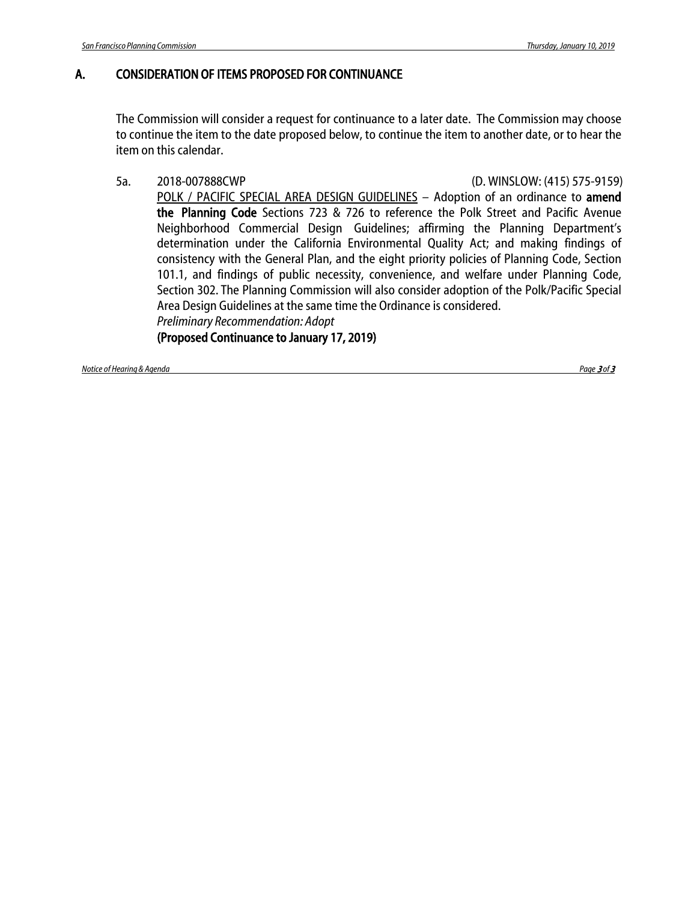## A. CONSIDERATION OF ITEMS PROPOSED FOR CONTINUANCE

The Commission will consider a request for continuance to a later date. The Commission may choose to continue the item to the date proposed below, to continue the item to another date, or to hear the item on this calendar.

5a. 2018-007888CWP (D. WINSLOW: (415) 575-9159)

POLK / PACIFIC SPECIAL AREA DESIGN GUIDELINES – Adoption of an ordinance to **amend the Planning Code** Sections 723 & 726 to reference the Polk Street and Pacific Avenue Neighborhood Commercial Design Guidelines; affirming the Planning Department's determination under the California Environmental Quality Act; and making findings of consistency with the General Plan, and the eight priority policies of Planning Code, Section 101.1, and findings of public necessity, convenience, and welfare under Planning Code, Section 302. The Planning Commission will also consider adoption of the Polk/Pacific Special Area Design Guidelines at the same time the Ordinance is considered.

*Preliminary Recommendation: Adopt*

**(Proposed Continuance to January 17, 2019)**